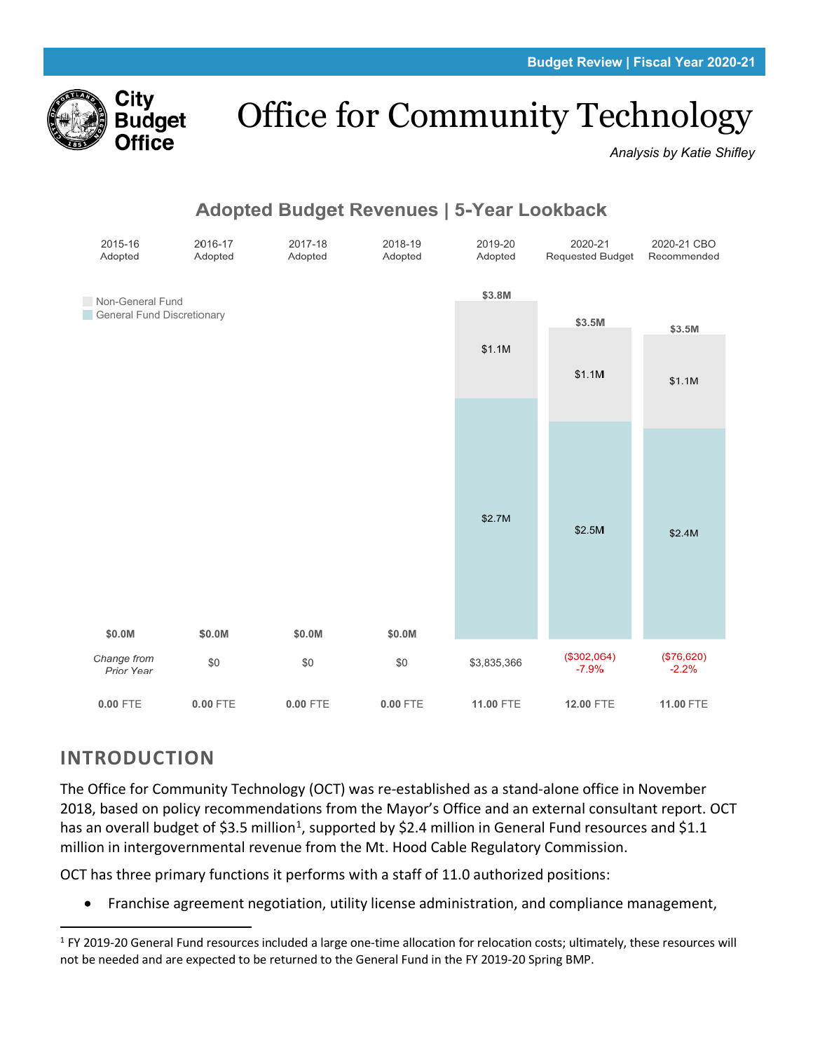Budget Review | Fiscal Year 2020-21

City Budget Office

# Office for Community Technology

*Analysis by Katie Shifley*

## Adopted Budget Revenues | 5-Year Lookback

| | 2015-16 Adopted | 2016-17 Adopted | 2017-18 Adopted | 2018-19 Adopted | 2019-20 Adopted | 2020-21 Requested Budget | 2020-21 CBO Recommended |
|---|---|---|---|---|---|---|---|
| Non-General Fund | | | | | $1.1M | $1.1M | $1.1M |
| General Fund Discretionary | | | | | $2.7M | $2.5M | $2.4M |
| Total | $0.0M | $0.0M | $0.0M | $0.0M | $3.8M | $3.5M | $3.5M |
| *Change from Prior Year* | | $0 | $0 | $0 | $3,835,366 | ($302,064) -7.9% | ($76,620) -2.2% |
| FTE | 0.00 FTE | 0.00 FTE | 0.00 FTE | 0.00 FTE | 11.00 FTE | 12.00 FTE | 11.00 FTE |

## INTRODUCTION

The Office for Community Technology (OCT) was re-established as a stand-alone office in November 2018, based on policy recommendations from the Mayor's Office and an external consultant report. OCT has an overall budget of $3.5 million[1], supported by $2.4 million in General Fund resources and $1.1 million in intergovernmental revenue from the Mt. Hood Cable Regulatory Commission.

OCT has three primary functions it performs with a staff of 11.0 authorized positions:

- Franchise agreement negotiation, utility license administration, and compliance management,

[1] FY 2019-20 General Fund resources included a large one-time allocation for relocation costs; ultimately, these resources will not be needed and are expected to be returned to the General Fund in the FY 2019-20 Spring BMP.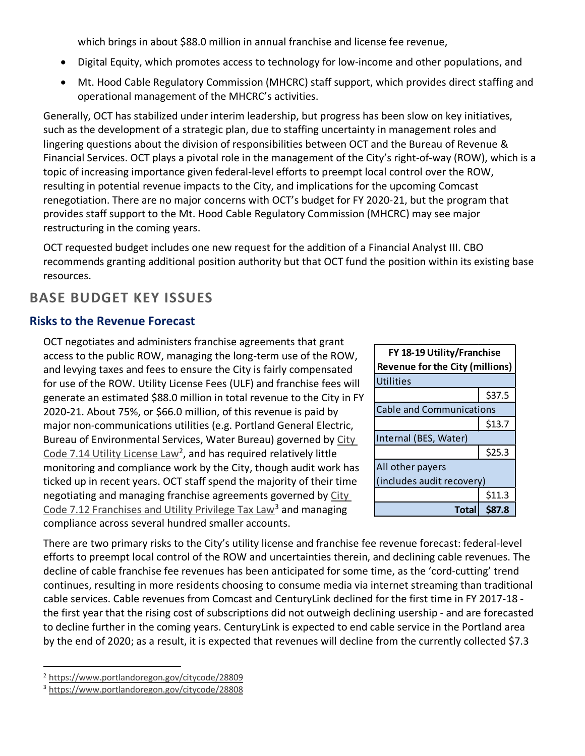which brings in about $88.0 million in annual franchise and license fee revenue,

- Digital Equity, which promotes access to technology for low-income and other populations, and
- Mt. Hood Cable Regulatory Commission (MHCRC) staff support, which provides direct staffing and operational management of the MHCRC's activities.

Generally, OCT has stabilized under interim leadership, but progress has been slow on key initiatives, such as the development of a strategic plan, due to staffing uncertainty in management roles and lingering questions about the division of responsibilities between OCT and the Bureau of Revenue & Financial Services. OCT plays a pivotal role in the management of the City's right-of-way (ROW), which is a topic of increasing importance given federal-level efforts to preempt local control over the ROW, resulting in potential revenue impacts to the City, and implications for the upcoming Comcast renegotiation. There are no major concerns with OCT's budget for FY 2020-21, but the program that provides staff support to the Mt. Hood Cable Regulatory Commission (MHCRC) may see major restructuring in the coming years.

OCT requested budget includes one new request for the addition of a Financial Analyst III. CBO recommends granting additional position authority but that OCT fund the position within its existing base resources.

## BASE BUDGET KEY ISSUES

### Risks to the Revenue Forecast

OCT negotiates and administers franchise agreements that grant access to the public ROW, managing the long-term use of the ROW, and levying taxes and fees to ensure the City is fairly compensated for use of the ROW. Utility License Fees (ULF) and franchise fees will generate an estimated $88.0 million in total revenue to the City in FY 2020-21. About 75%, or $66.0 million, of this revenue is paid by major non-communications utilities (e.g. Portland General Electric, Bureau of Environmental Services, Water Bureau) governed by City Code 7.14 Utility License Law[2], and has required relatively little monitoring and compliance work by the City, though audit work has ticked up in recent years. OCT staff spend the majority of their time negotiating and managing franchise agreements governed by City Code 7.12 Franchises and Utility Privilege Tax Law[3] and managing compliance across several hundred smaller accounts.

| FY 18-19 Utility/Franchise Revenue for the City (millions) | |
|---|---|
| Utilities | |
| | $37.5 |
| Cable and Communications | |
| | $13.7 |
| Internal (BES, Water) | |
| | $25.3 |
| All other payers (includes audit recovery) | |
| | $11.3 |
| **Total** | **$87.8** |

There are two primary risks to the City's utility license and franchise fee revenue forecast: federal-level efforts to preempt local control of the ROW and uncertainties therein, and declining cable revenues. The decline of cable franchise fee revenues has been anticipated for some time, as the 'cord-cutting' trend continues, resulting in more residents choosing to consume media via internet streaming than traditional cable services. Cable revenues from Comcast and CenturyLink declined for the first time in FY 2017-18 - the first year that the rising cost of subscriptions did not outweigh declining usership - and are forecasted to decline further in the coming years. CenturyLink is expected to end cable service in the Portland area by the end of 2020; as a result, it is expected that revenues will decline from the currently collected $7.3

[2] https://www.portlandoregon.gov/citycode/28809

[3] https://www.portlandoregon.gov/citycode/28808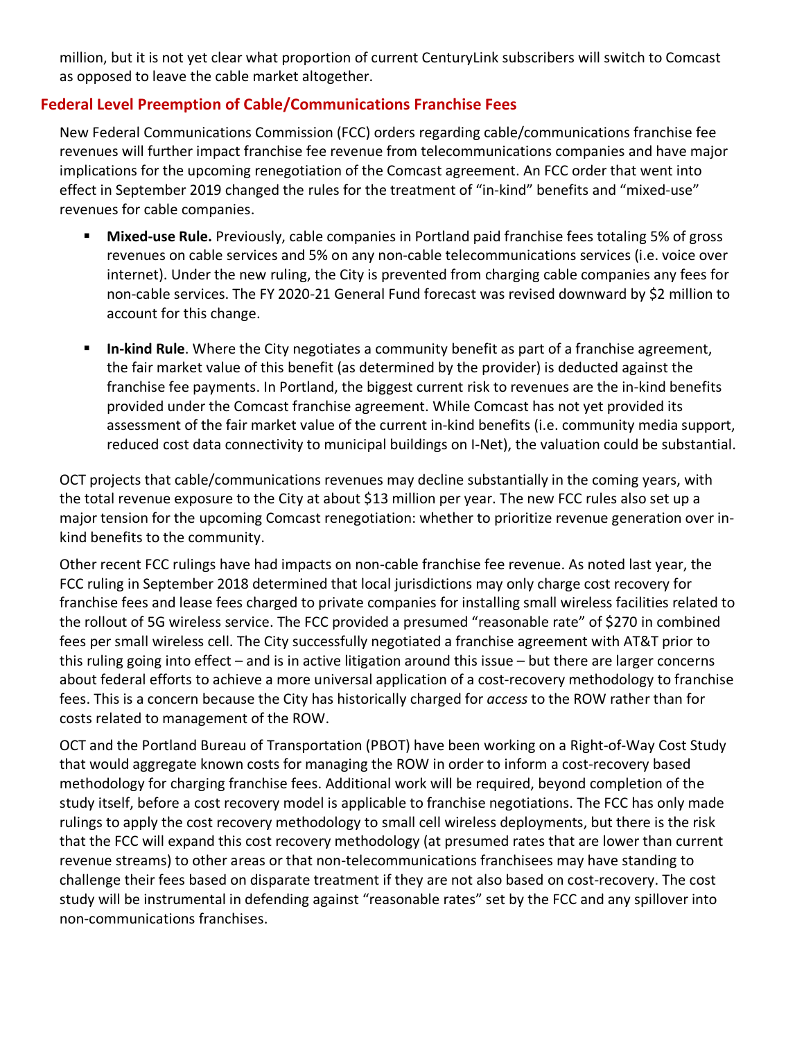million, but it is not yet clear what proportion of current CenturyLink subscribers will switch to Comcast as opposed to leave the cable market altogether.

## Federal Level Preemption of Cable/Communications Franchise Fees

New Federal Communications Commission (FCC) orders regarding cable/communications franchise fee revenues will further impact franchise fee revenue from telecommunications companies and have major implications for the upcoming renegotiation of the Comcast agreement. An FCC order that went into effect in September 2019 changed the rules for the treatment of "in-kind" benefits and "mixed-use" revenues for cable companies.

- **Mixed-use Rule.** Previously, cable companies in Portland paid franchise fees totaling 5% of gross revenues on cable services and 5% on any non-cable telecommunications services (i.e. voice over internet). Under the new ruling, the City is prevented from charging cable companies any fees for non-cable services. The FY 2020-21 General Fund forecast was revised downward by $2 million to account for this change.

- **In-kind Rule**. Where the City negotiates a community benefit as part of a franchise agreement, the fair market value of this benefit (as determined by the provider) is deducted against the franchise fee payments. In Portland, the biggest current risk to revenues are the in-kind benefits provided under the Comcast franchise agreement. While Comcast has not yet provided its assessment of the fair market value of the current in-kind benefits (i.e. community media support, reduced cost data connectivity to municipal buildings on I-Net), the valuation could be substantial.

OCT projects that cable/communications revenues may decline substantially in the coming years, with the total revenue exposure to the City at about $13 million per year. The new FCC rules also set up a major tension for the upcoming Comcast renegotiation: whether to prioritize revenue generation over in-kind benefits to the community.

Other recent FCC rulings have had impacts on non-cable franchise fee revenue. As noted last year, the FCC ruling in September 2018 determined that local jurisdictions may only charge cost recovery for franchise fees and lease fees charged to private companies for installing small wireless facilities related to the rollout of 5G wireless service. The FCC provided a presumed "reasonable rate" of $270 in combined fees per small wireless cell. The City successfully negotiated a franchise agreement with AT&T prior to this ruling going into effect – and is in active litigation around this issue – but there are larger concerns about federal efforts to achieve a more universal application of a cost-recovery methodology to franchise fees. This is a concern because the City has historically charged for *access* to the ROW rather than for costs related to management of the ROW.

OCT and the Portland Bureau of Transportation (PBOT) have been working on a Right-of-Way Cost Study that would aggregate known costs for managing the ROW in order to inform a cost-recovery based methodology for charging franchise fees. Additional work will be required, beyond completion of the study itself, before a cost recovery model is applicable to franchise negotiations. The FCC has only made rulings to apply the cost recovery methodology to small cell wireless deployments, but there is the risk that the FCC will expand this cost recovery methodology (at presumed rates that are lower than current revenue streams) to other areas or that non-telecommunications franchisees may have standing to challenge their fees based on disparate treatment if they are not also based on cost-recovery. The cost study will be instrumental in defending against "reasonable rates" set by the FCC and any spillover into non-communications franchises.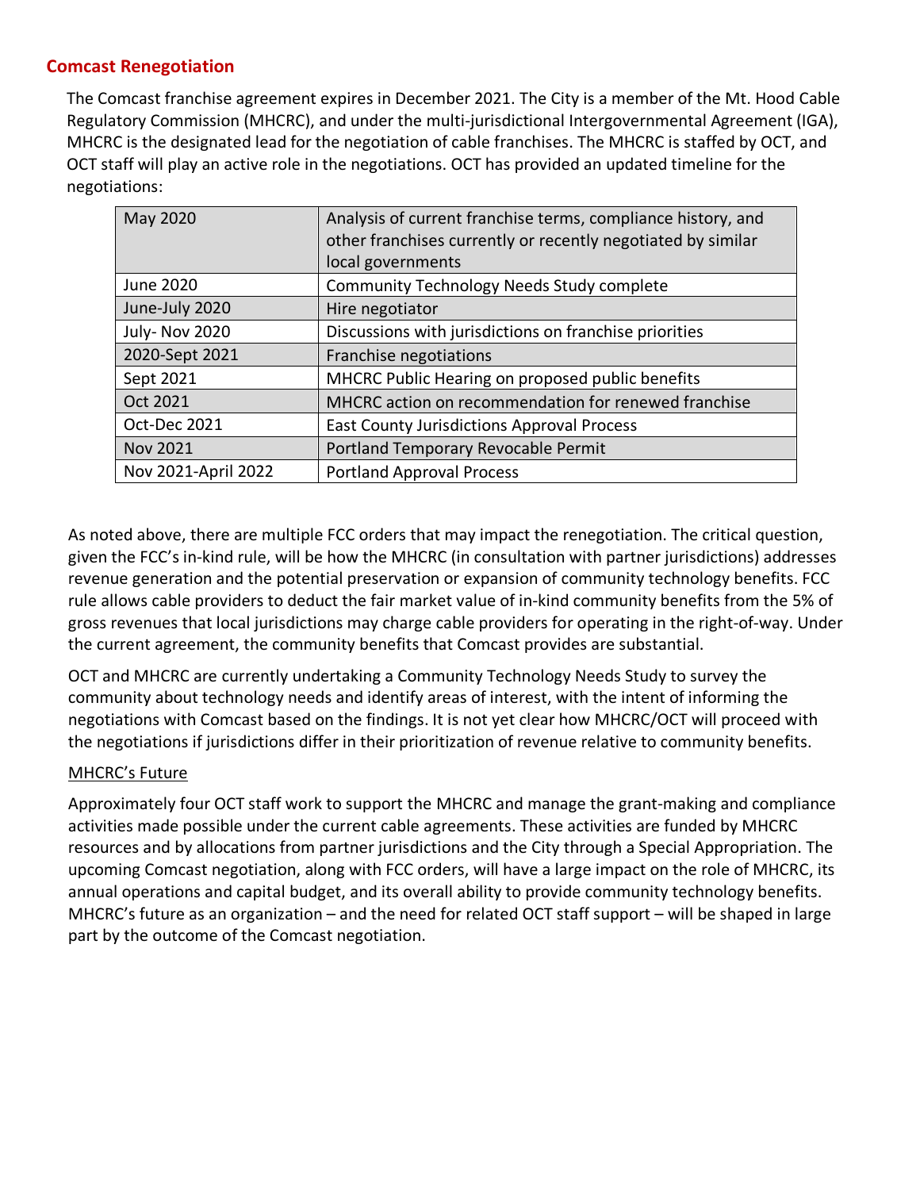## Comcast Renegotiation

The Comcast franchise agreement expires in December 2021. The City is a member of the Mt. Hood Cable Regulatory Commission (MHCRC), and under the multi-jurisdictional Intergovernmental Agreement (IGA), MHCRC is the designated lead for the negotiation of cable franchises. The MHCRC is staffed by OCT, and OCT staff will play an active role in the negotiations. OCT has provided an updated timeline for the negotiations:

| | |
|---|---|
| May 2020 | Analysis of current franchise terms, compliance history, and other franchises currently or recently negotiated by similar local governments |
| June 2020 | Community Technology Needs Study complete |
| June-July 2020 | Hire negotiator |
| July- Nov 2020 | Discussions with jurisdictions on franchise priorities |
| 2020-Sept 2021 | Franchise negotiations |
| Sept 2021 | MHCRC Public Hearing on proposed public benefits |
| Oct 2021 | MHCRC action on recommendation for renewed franchise |
| Oct-Dec 2021 | East County Jurisdictions Approval Process |
| Nov 2021 | Portland Temporary Revocable Permit |
| Nov 2021-April 2022 | Portland Approval Process |

As noted above, there are multiple FCC orders that may impact the renegotiation. The critical question, given the FCC's in-kind rule, will be how the MHCRC (in consultation with partner jurisdictions) addresses revenue generation and the potential preservation or expansion of community technology benefits. FCC rule allows cable providers to deduct the fair market value of in-kind community benefits from the 5% of gross revenues that local jurisdictions may charge cable providers for operating in the right-of-way. Under the current agreement, the community benefits that Comcast provides are substantial.

OCT and MHCRC are currently undertaking a Community Technology Needs Study to survey the community about technology needs and identify areas of interest, with the intent of informing the negotiations with Comcast based on the findings. It is not yet clear how MHCRC/OCT will proceed with the negotiations if jurisdictions differ in their prioritization of revenue relative to community benefits.

### MHCRC's Future

Approximately four OCT staff work to support the MHCRC and manage the grant-making and compliance activities made possible under the current cable agreements. These activities are funded by MHCRC resources and by allocations from partner jurisdictions and the City through a Special Appropriation. The upcoming Comcast negotiation, along with FCC orders, will have a large impact on the role of MHCRC, its annual operations and capital budget, and its overall ability to provide community technology benefits. MHCRC's future as an organization – and the need for related OCT staff support – will be shaped in large part by the outcome of the Comcast negotiation.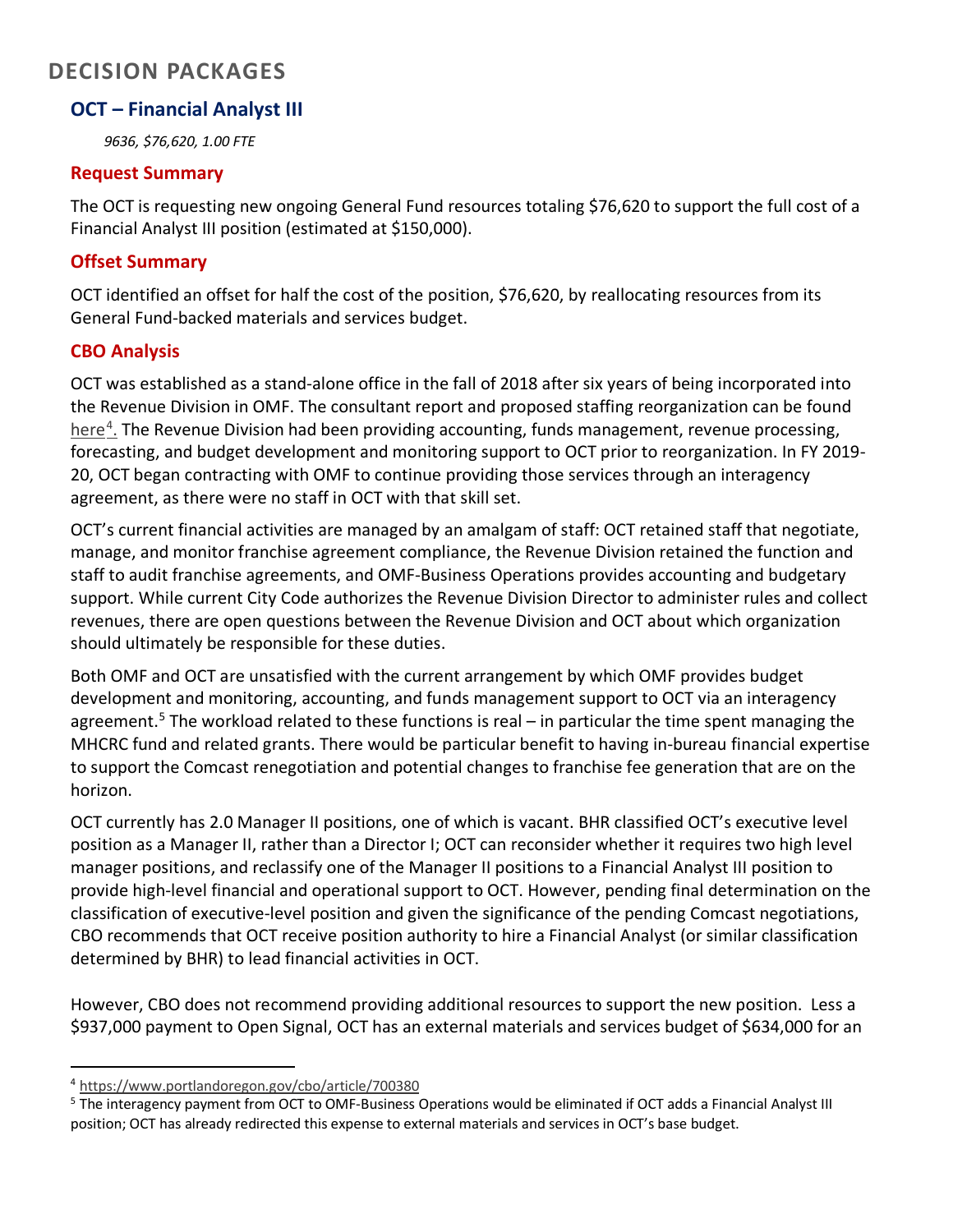# DECISION PACKAGES

## OCT – Financial Analyst III

*9636, $76,620, 1.00 FTE*

### Request Summary

The OCT is requesting new ongoing General Fund resources totaling $76,620 to support the full cost of a Financial Analyst III position (estimated at $150,000).

### Offset Summary

OCT identified an offset for half the cost of the position, $76,620, by reallocating resources from its General Fund-backed materials and services budget.

### CBO Analysis

OCT was established as a stand-alone office in the fall of 2018 after six years of being incorporated into the Revenue Division in OMF. The consultant report and proposed staffing reorganization can be found here[4]. The Revenue Division had been providing accounting, funds management, revenue processing, forecasting, and budget development and monitoring support to OCT prior to reorganization. In FY 2019-20, OCT began contracting with OMF to continue providing those services through an interagency agreement, as there were no staff in OCT with that skill set.

OCT's current financial activities are managed by an amalgam of staff: OCT retained staff that negotiate, manage, and monitor franchise agreement compliance, the Revenue Division retained the function and staff to audit franchise agreements, and OMF-Business Operations provides accounting and budgetary support. While current City Code authorizes the Revenue Division Director to administer rules and collect revenues, there are open questions between the Revenue Division and OCT about which organization should ultimately be responsible for these duties.

Both OMF and OCT are unsatisfied with the current arrangement by which OMF provides budget development and monitoring, accounting, and funds management support to OCT via an interagency agreement.[5] The workload related to these functions is real – in particular the time spent managing the MHCRC fund and related grants. There would be particular benefit to having in-bureau financial expertise to support the Comcast renegotiation and potential changes to franchise fee generation that are on the horizon.

OCT currently has 2.0 Manager II positions, one of which is vacant. BHR classified OCT's executive level position as a Manager II, rather than a Director I; OCT can reconsider whether it requires two high level manager positions, and reclassify one of the Manager II positions to a Financial Analyst III position to provide high-level financial and operational support to OCT. However, pending final determination on the classification of executive-level position and given the significance of the pending Comcast negotiations, CBO recommends that OCT receive position authority to hire a Financial Analyst (or similar classification determined by BHR) to lead financial activities in OCT.

However, CBO does not recommend providing additional resources to support the new position. Less a $937,000 payment to Open Signal, OCT has an external materials and services budget of $634,000 for an

---

[4] https://www.portlandoregon.gov/cbo/article/700380

[5] The interagency payment from OCT to OMF-Business Operations would be eliminated if OCT adds a Financial Analyst III position; OCT has already redirected this expense to external materials and services in OCT's base budget.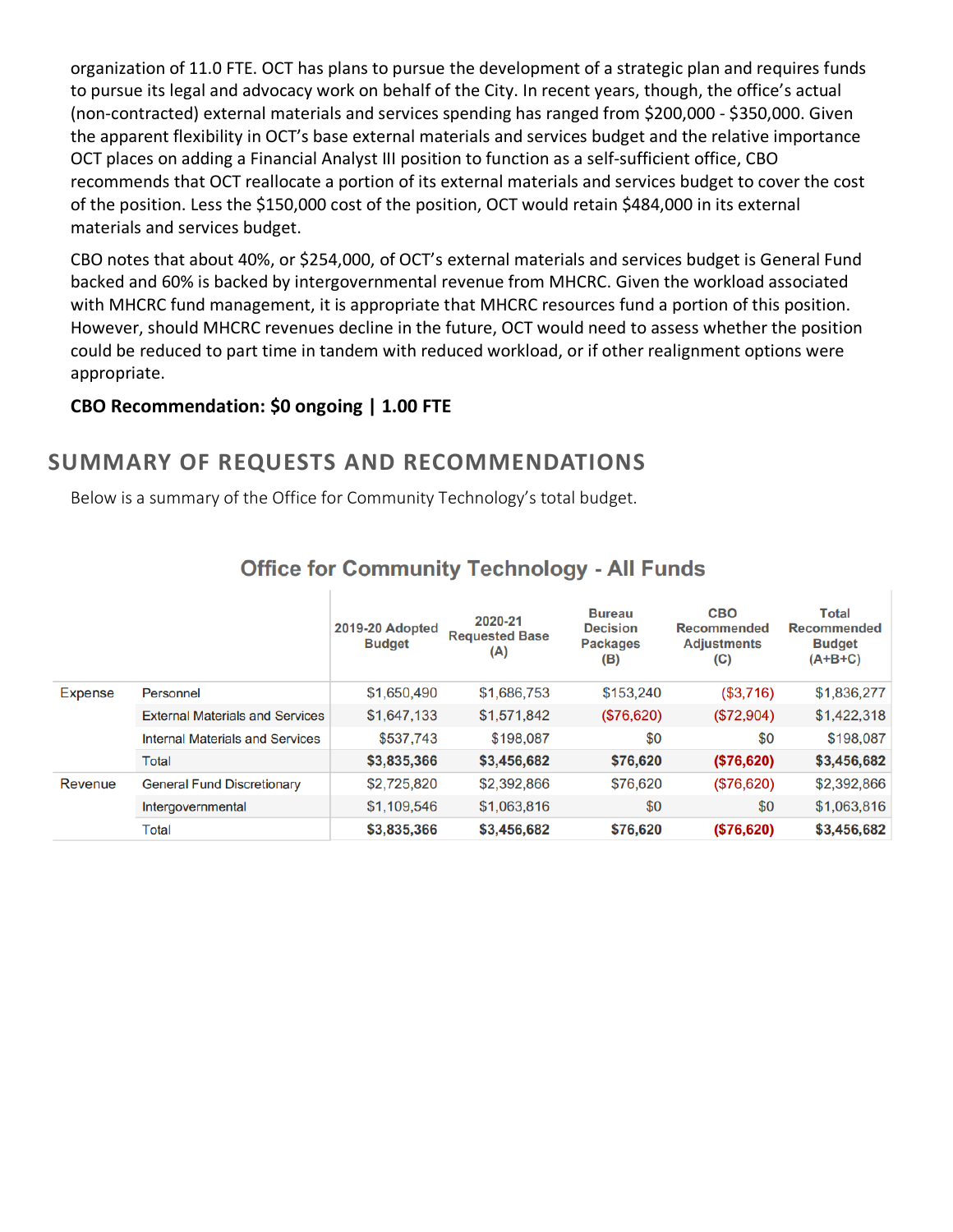organization of 11.0 FTE. OCT has plans to pursue the development of a strategic plan and requires funds to pursue its legal and advocacy work on behalf of the City. In recent years, though, the office's actual (non-contracted) external materials and services spending has ranged from $200,000 - $350,000. Given the apparent flexibility in OCT's base external materials and services budget and the relative importance OCT places on adding a Financial Analyst III position to function as a self-sufficient office, CBO recommends that OCT reallocate a portion of its external materials and services budget to cover the cost of the position. Less the $150,000 cost of the position, OCT would retain $484,000 in its external materials and services budget.

CBO notes that about 40%, or $254,000, of OCT's external materials and services budget is General Fund backed and 60% is backed by intergovernmental revenue from MHCRC. Given the workload associated with MHCRC fund management, it is appropriate that MHCRC resources fund a portion of this position. However, should MHCRC revenues decline in the future, OCT would need to assess whether the position could be reduced to part time in tandem with reduced workload, or if other realignment options were appropriate.

**CBO Recommendation: $0 ongoing | 1.00 FTE**

## SUMMARY OF REQUESTS AND RECOMMENDATIONS

Below is a summary of the Office for Community Technology's total budget.

### Office for Community Technology - All Funds

| | | 2019-20 Adopted Budget | 2020-21 Requested Base (A) | Bureau Decision Packages (B) | CBO Recommended Adjustments (C) | Total Recommended Budget (A+B+C) |
|---|---|---|---|---|---|---|
| Expense | Personnel | $1,650,490 | $1,686,753 | $153,240 | ($3,716) | $1,836,277 |
| | External Materials and Services | $1,647,133 | $1,571,842 | ($76,620) | ($72,904) | $1,422,318 |
| | Internal Materials and Services | $537,743 | $198,087 | $0 | $0 | $198,087 |
| | Total | **$3,835,366** | **$3,456,682** | **$76,620** | **($76,620)** | **$3,456,682** |
| Revenue | General Fund Discretionary | $2,725,820 | $2,392,866 | $76,620 | ($76,620) | $2,392,866 |
| | Intergovernmental | $1,109,546 | $1,063,816 | $0 | $0 | $1,063,816 |
| | Total | **$3,835,366** | **$3,456,682** | **$76,620** | **($76,620)** | **$3,456,682** |